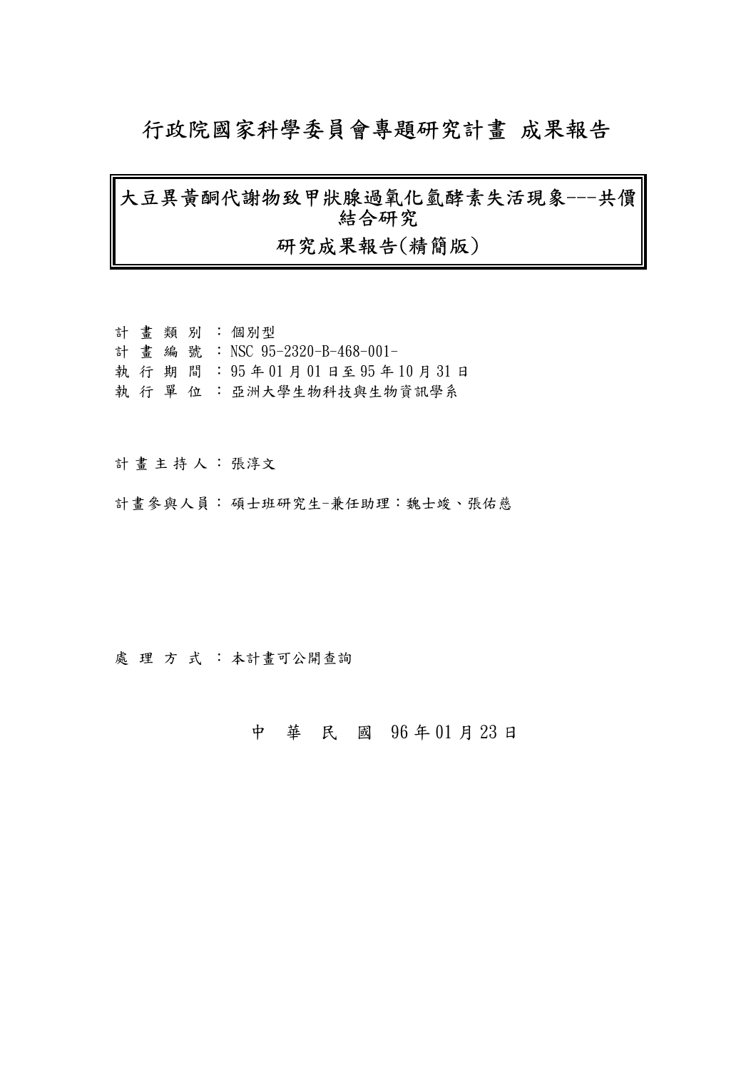# 行政院國家科學委員會專題研究計畫 成果報告

## 大豆異黃酮代謝物致甲狀腺過氧化氫酵素失活現象---共價結合研究

## 研究成果報告(精簡版)

計 畫 類 別 ：個別型

計 畫 編 號 ：NSC 95-2320-B-468-001-

執 行 期 間 ：95 年 01 月 01 日至 95 年 10 月 31 日

執 行 單 位 ：亞洲大學生物科技與生物資訊學系

計 畫 主 持 人 ： 張淳文

計畫參與人員： 碩士班研究生-兼任助理：魏士竣、張佑慈

處 理 方 式 ：本計畫可公開查詢

中 華 民 國 96 年 01 月 23 日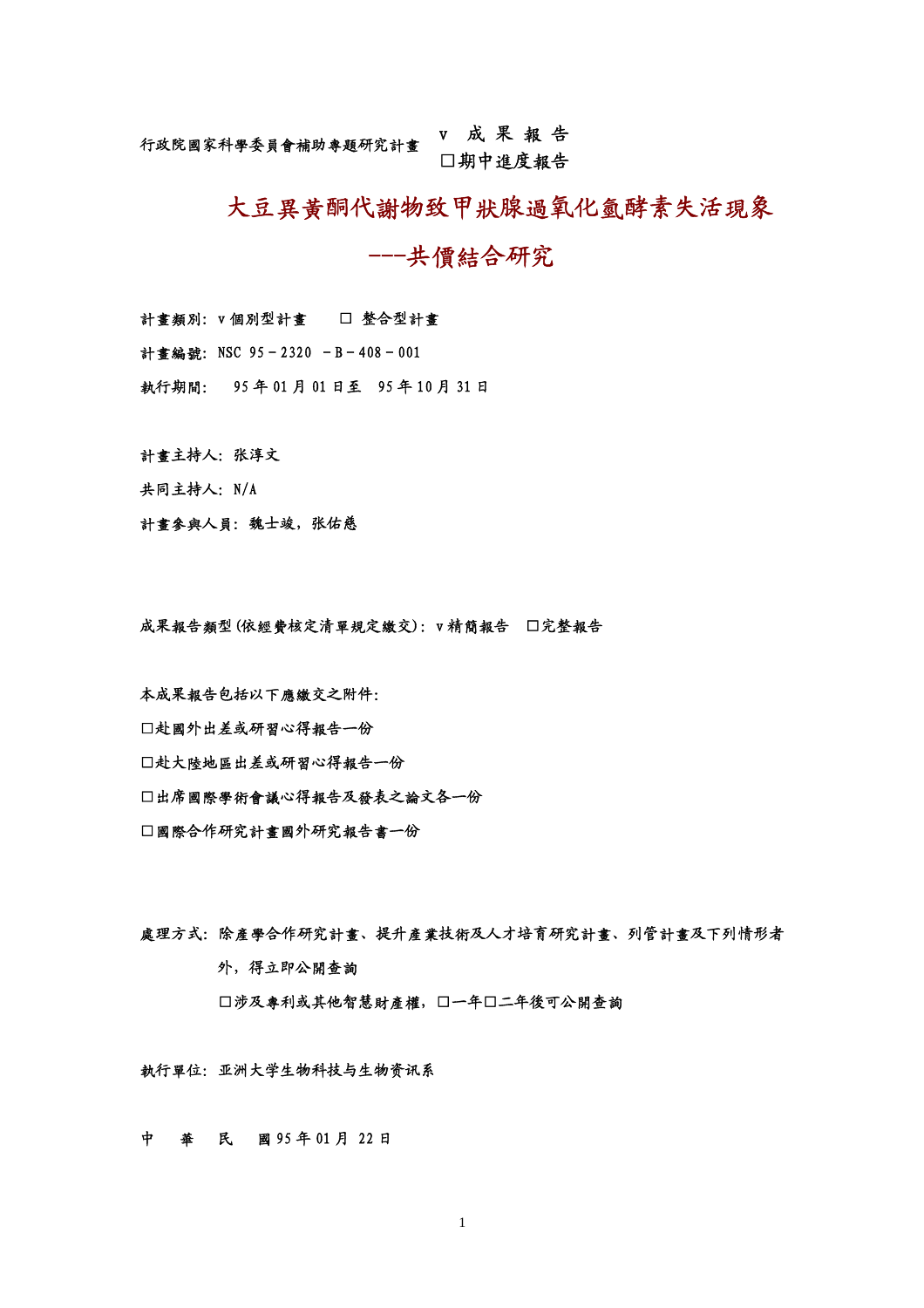行政院國家科學委員會補助專題研究計畫　v 成 果 報 告
　　　　　　　　　　　　　　　　　　　　☐期中進度報告

# 大豆異黃酮代謝物致甲狀腺過氧化氫酵素失活現象

# ---共價結合研究

計畫類別：v 個別型計畫　　☐ 整合型計畫

計畫編號：NSC 95－2320 －B－408－001

執行期間：　95 年 01 月 01 日至　95 年 10 月 31 日

計畫主持人：张淳文

共同主持人：N/A

計畫參與人員：魏士竣，张佑慈

成果報告類型(依經費核定清單規定繳交)：v 精簡報告　☐完整報告

本成果報告包括以下應繳交之附件：

☐赴國外出差或研習心得報告一份

☐赴大陸地區出差或研習心得報告一份

☐出席國際學術會議心得報告及發表之論文各一份

☐國際合作研究計畫國外研究報告書一份

處理方式：除產學合作研究計畫、提升產業技術及人才培育研究計畫、列管計畫及下列情形者外，得立即公開查詢

　　　　☐涉及專利或其他智慧財產權，☐一年☐二年後可公開查詢

執行單位：亚洲大学生物科技与生物资讯系

中　華　民　國 95 年 01 月 22 日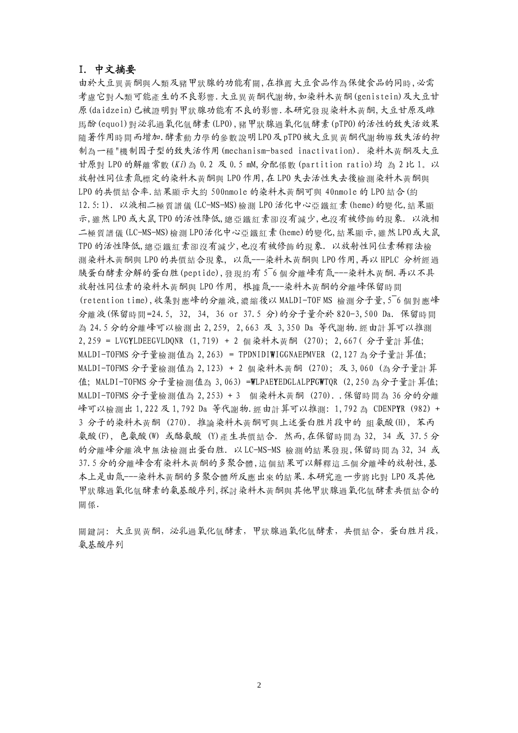## I. 中文摘要

由於大豆異黃酮與人類及豬甲狀腺的功能有關,在推薦大豆食品作為保健食品的同時,必需考慮它對人類可能產生的不良影響.大豆異黃酮代謝物,如染料木黃酮(genistein)及大豆甘原(daidzein)已被證明對甲狀腺功能有不良的影響.本研究發現染料木黃酮,大豆甘原及雌馬酚(equol)對泌乳過氧化氫酵素(LPO),豬甲狀腺過氧化氫酵素(pTPO)的活性的致失活效果隨著作用時間而增加.酵素動力學的參數說明LPO及pTPO被大豆異黃酮代謝物導致失活的抑制為一種"機制因子型的致失活作用(mechanism-based inactivation). 染料木黃酮及大豆甘原對 LPO 的解離常數($Ki$)為 0.2 及 0.5 mM,分配係數(partition ratio)均 為 2 比 1。以放射性同位素氚標定的染料木黃酮與 LPO 作用,在 LPO 失去活性失去後檢測染料木黃酮與 LPO 的共價結合率.結果顯示大約 500nmole 的染料木黃酮可與 40nmole 的 LPO 結合(約 12.5:1). 以液相二極質譜儀(LC-MS-MS)檢測 LPO 活化中心亞鐵紅素(heme)的變化,結果顯示,雖然 LPO 或大鼠 TPO 的活性降低,總亞鐵紅素卻沒有減少,也沒有被修飾的現象. 以液相二極質譜儀(LC-MS-MS)檢測 LPO活化中心亞鐵紅素(heme)的變化,結果顯示,雖然LPO或大鼠 TPO 的活性降低,總亞鐵紅素卻沒有減少,也沒有被修飾的現象. 以放射性同位素稀釋法檢測染料木黃酮與 LPO 的共價結合現象, 以氚---染料木黃酮與 LPO 作用,再以 HPLC 分析經過胰蛋白酵素分解的蛋白胜(peptide),發現約有 5~6 個分離峰有氚---染料木黃酮.再以不具放射性同位素的染料木黃酮與 LPO 作用, 根據氚---染料木黃酮的分離峰保留時間(retention time),收集對應峰的分離液,濃縮後以 MALDI-TOF MS 檢測分子量,5~6 個對應峰分離液(保留時間=24.5, 32, 34, 36 or 37.5 分)的分子量介於 820-3,500 Da. 保留時間為 24.5 分的分離峰可以檢測出 2,259, 2,663 及 3,350 Da 等代謝物.經由計算可以推測 2,259 = LVG**Y**LDEEGVLDQNR (1,719) + 2 個染料木黃酮 (270); 2,667( 分子量計算值; MALDI-TOFMS 分子量檢測值為 2,263) = TPDNIDI**W**IGGNAEPMVER (2,127 為分子量計算值; MALDI-TOFMS 分子量檢測值為 2,123) + 2 個染料木黃酮 (270); 及 3,060 (為分子量計算值; MALDI-TOFMS 分子量檢測值為 3,063) =**W**LPAE**Y**EDGLALP**FGW**TQR (2,250 為分子量計算值; MALDI-TOFMS 分子量檢測值為 2,253) + 3 個染料木黃酮 (270). .保留時間為 36 分的分離峰可以檢測出 1,222 及 1,792 Da 等代謝物.經由計算可以推測: 1,792 為 CDENP**Y**R (982) + 3 分子的染料木黃酮 (270). 推論染料木黃酮可與上述蛋白胜片段中的 組氨酸(H), 苯丙氨酸(F), 色氨酸(W) 或酪氨酸 (Y)產生共價結合. 然而,在保留時間為 32, 34 或 37.5 分的分離峰分離液中無法檢測出蛋白胜. 以LC-MS-MS 檢測的結果發現,保留時間為 32, 34 或 37.5 分的分離峰含有染料木黃酮的多聚合體,這個結果可以解釋這三個分離峰的放射性,基本上是由氚---染料木黃酮的多聚合體所反應出來的結果.本研究進一步將比對 LPO 及其他甲狀腺過氧化氫酵素的氨基酸序列,探討染料木黃酮與其他甲狀腺過氧化氫酵素共價結合的關係.

關鍵詞: 大豆異黃酮, 泌乳過氧化氫酵素, 甲狀腺過氧化氫酵素, 共價結合, 蛋白胜片段, 氨基酸序列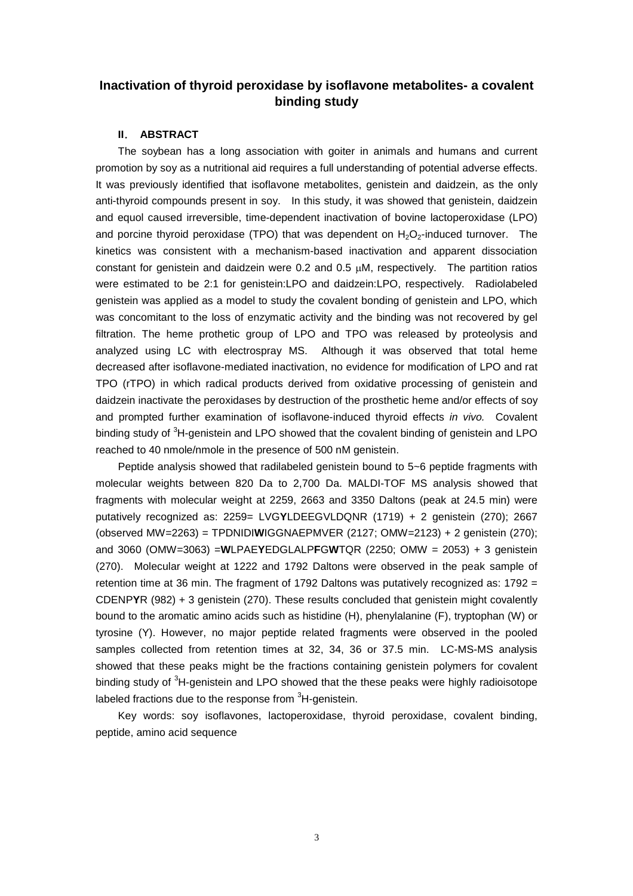# Inactivation of thyroid peroxidase by isoflavone metabolites- a covalent binding study

## II. ABSTRACT

The soybean has a long association with goiter in animals and humans and current promotion by soy as a nutritional aid requires a full understanding of potential adverse effects. It was previously identified that isoflavone metabolites, genistein and daidzein, as the only anti-thyroid compounds present in soy. In this study, it was showed that genistein, daidzein and equol caused irreversible, time-dependent inactivation of bovine lactoperoxidase (LPO) and porcine thyroid peroxidase (TPO) that was dependent on $H_2O_2$-induced turnover. The kinetics was consistent with a mechanism-based inactivation and apparent dissociation constant for genistein and daidzein were 0.2 and 0.5 μM, respectively. The partition ratios were estimated to be 2:1 for genistein:LPO and daidzein:LPO, respectively. Radiolabeled genistein was applied as a model to study the covalent bonding of genistein and LPO, which was concomitant to the loss of enzymatic activity and the binding was not recovered by gel filtration. The heme prothetic group of LPO and TPO was released by proteolysis and analyzed using LC with electrospray MS. Although it was observed that total heme decreased after isoflavone-mediated inactivation, no evidence for modification of LPO and rat TPO (rTPO) in which radical products derived from oxidative processing of genistein and daidzein inactivate the peroxidases by destruction of the prosthetic heme and/or effects of soy and prompted further examination of isoflavone-induced thyroid effects *in vivo.* Covalent binding study of $^3$H-genistein and LPO showed that the covalent binding of genistein and LPO reached to 40 nmole/nmole in the presence of 500 nM genistein.

Peptide analysis showed that radilabeled genistein bound to 5~6 peptide fragments with molecular weights between 820 Da to 2,700 Da. MALDI-TOF MS analysis showed that fragments with molecular weight at 2259, 2663 and 3350 Daltons (peak at 24.5 min) were putatively recognized as: 2259= LVG**Y**LDEEGVLDQNR (1719) + 2 genistein (270); 2667 (observed MW=2263) = TPDNIDI**W**IGGNAEPMVER (2127; OMW=2123) + 2 genistein (270); and 3060 (OMW=3063) =**W**LPAE**Y**EDGLALP**F**G**W**TQR (2250; OMW = 2053) + 3 genistein (270). Molecular weight at 1222 and 1792 Daltons were observed in the peak sample of retention time at 36 min. The fragment of 1792 Daltons was putatively recognized as: 1792 = CDENP**Y**R (982) + 3 genistein (270). These results concluded that genistein might covalently bound to the aromatic amino acids such as histidine (H), phenylalanine (F), tryptophan (W) or tyrosine (Y). However, no major peptide related fragments were observed in the pooled samples collected from retention times at 32, 34, 36 or 37.5 min. LC-MS-MS analysis showed that these peaks might be the fractions containing genistein polymers for covalent binding study of $^3$H-genistein and LPO showed that the these peaks were highly radioisotope labeled fractions due to the response from $^3$H-genistein.

Key words: soy isoflavones, lactoperoxidase, thyroid peroxidase, covalent binding, peptide, amino acid sequence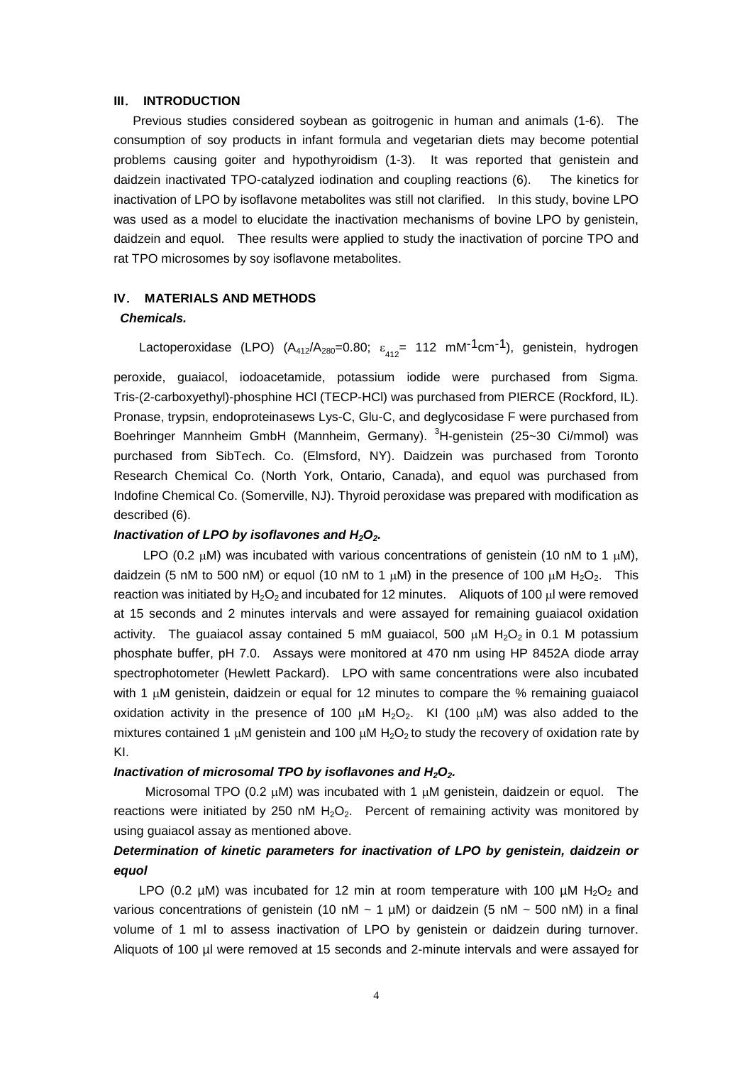## III. INTRODUCTION

Previous studies considered soybean as goitrogenic in human and animals (1-6). The consumption of soy products in infant formula and vegetarian diets may become potential problems causing goiter and hypothyroidism (1-3). It was reported that genistein and daidzein inactivated TPO-catalyzed iodination and coupling reactions (6). The kinetics for inactivation of LPO by isoflavone metabolites was still not clarified. In this study, bovine LPO was used as a model to elucidate the inactivation mechanisms of bovine LPO by genistein, daidzein and equol. Thee results were applied to study the inactivation of porcine TPO and rat TPO microsomes by soy isoflavone metabolites.

## IV. MATERIALS AND METHODS

***Chemicals.***

Lactoperoxidase (LPO) ($A_{412}/A_{280}$=0.80; $\varepsilon_{412}$= 112 $mM^{-1}cm^{-1}$), genistein, hydrogen peroxide, guaiacol, iodoacetamide, potassium iodide were purchased from Sigma. Tris-(2-carboxyethyl)-phosphine HCl (TECP-HCl) was purchased from PIERCE (Rockford, IL). Pronase, trypsin, endoproteinasews Lys-C, Glu-C, and deglycosidase F were purchased from Boehringer Mannheim GmbH (Mannheim, Germany). $^3$H-genistein (25~30 Ci/mmol) was purchased from SibTech. Co. (Elmsford, NY). Daidzein was purchased from Toronto Research Chemical Co. (North York, Ontario, Canada), and equol was purchased from Indofine Chemical Co. (Somerville, NJ). Thyroid peroxidase was prepared with modification as described (6).

***Inactivation of LPO by isoflavones and $H_2O_2$.***

LPO (0.2 μM) was incubated with various concentrations of genistein (10 nM to 1 μM), daidzein (5 nM to 500 nM) or equol (10 nM to 1 μM) in the presence of 100 μM $H_2O_2$. This reaction was initiated by $H_2O_2$ and incubated for 12 minutes. Aliquots of 100 μl were removed at 15 seconds and 2 minutes intervals and were assayed for remaining guaiacol oxidation activity. The guaiacol assay contained 5 mM guaiacol, 500 μM $H_2O_2$ in 0.1 M potassium phosphate buffer, pH 7.0. Assays were monitored at 470 nm using HP 8452A diode array spectrophotometer (Hewlett Packard). LPO with same concentrations were also incubated with 1 μM genistein, daidzein or equal for 12 minutes to compare the % remaining guaiacol oxidation activity in the presence of 100 μM $H_2O_2$. KI (100 μM) was also added to the mixtures contained 1 μM genistein and 100 μM $H_2O_2$ to study the recovery of oxidation rate by KI.

***Inactivation of microsomal TPO by isoflavones and $H_2O_2$.***

Microsomal TPO (0.2 μM) was incubated with 1 μM genistein, daidzein or equol. The reactions were initiated by 250 nM $H_2O_2$. Percent of remaining activity was monitored by using guaiacol assay as mentioned above.

***Determination of kinetic parameters for inactivation of LPO by genistein, daidzein or equol***

LPO (0.2 μM) was incubated for 12 min at room temperature with 100 μM $H_2O_2$ and various concentrations of genistein (10 nM ~ 1 μM) or daidzein (5 nM ~ 500 nM) in a final volume of 1 ml to assess inactivation of LPO by genistein or daidzein during turnover. Aliquots of 100 μl were removed at 15 seconds and 2-minute intervals and were assayed for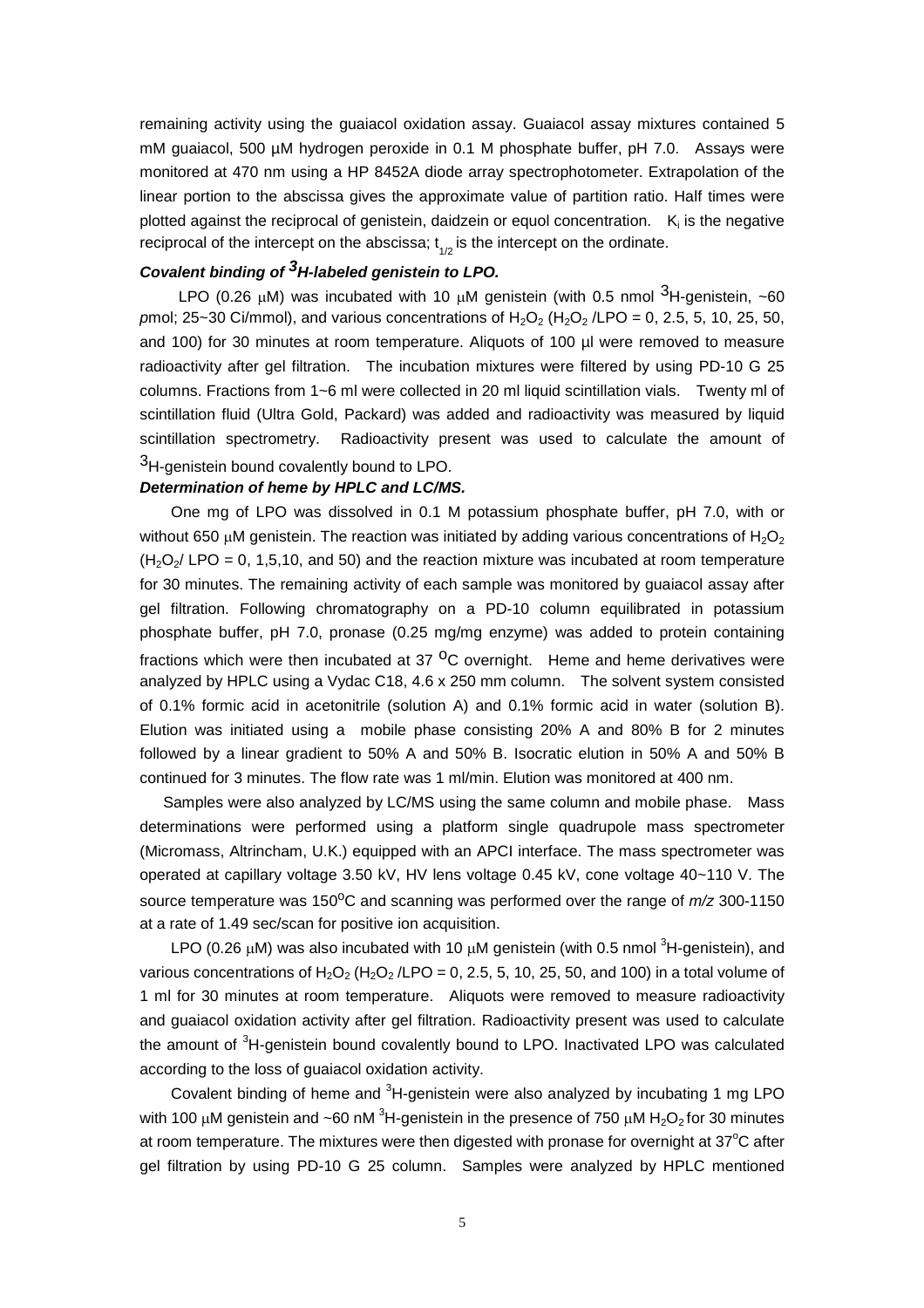remaining activity using the guaiacol oxidation assay. Guaiacol assay mixtures contained 5 mM guaiacol, 500 µM hydrogen peroxide in 0.1 M phosphate buffer, pH 7.0. Assays were monitored at 470 nm using a HP 8452A diode array spectrophotometer. Extrapolation of the linear portion to the abscissa gives the approximate value of partition ratio. Half times were plotted against the reciprocal of genistein, daidzein or equol concentration. $K_i$ is the negative reciprocal of the intercept on the abscissa; $t_{1/2}$ is the intercept on the ordinate.

***Covalent binding of $^3$H-labeled genistein to LPO.***

LPO (0.26 µM) was incubated with 10 µM genistein (with 0.5 nmol $^3$H-genistein, ~60 *p*mol; 25~30 Ci/mmol), and various concentrations of $H_2O_2$ ($H_2O_2$ /LPO = 0, 2.5, 5, 10, 25, 50, and 100) for 30 minutes at room temperature. Aliquots of 100 µl were removed to measure radioactivity after gel filtration. The incubation mixtures were filtered by using PD-10 G 25 columns. Fractions from 1~6 ml were collected in 20 ml liquid scintillation vials. Twenty ml of scintillation fluid (Ultra Gold, Packard) was added and radioactivity was measured by liquid scintillation spectrometry. Radioactivity present was used to calculate the amount of $^3$H-genistein bound covalently bound to LPO.

***Determination of heme by HPLC and LC/MS.***

One mg of LPO was dissolved in 0.1 M potassium phosphate buffer, pH 7.0, with or without 650 µM genistein. The reaction was initiated by adding various concentrations of $H_2O_2$ ($H_2O_2$/ LPO = 0, 1,5,10, and 50) and the reaction mixture was incubated at room temperature for 30 minutes. The remaining activity of each sample was monitored by guaiacol assay after gel filtration. Following chromatography on a PD-10 column equilibrated in potassium phosphate buffer, pH 7.0, pronase (0.25 mg/mg enzyme) was added to protein containing fractions which were then incubated at 37 $^o$C overnight. Heme and heme derivatives were analyzed by HPLC using a Vydac C18, 4.6 x 250 mm column. The solvent system consisted of 0.1% formic acid in acetonitrile (solution A) and 0.1% formic acid in water (solution B). Elution was initiated using a mobile phase consisting 20% A and 80% B for 2 minutes followed by a linear gradient to 50% A and 50% B. Isocratic elution in 50% A and 50% B continued for 3 minutes. The flow rate was 1 ml/min. Elution was monitored at 400 nm.

Samples were also analyzed by LC/MS using the same column and mobile phase. Mass determinations were performed using a platform single quadrupole mass spectrometer (Micromass, Altrincham, U.K.) equipped with an APCI interface. The mass spectrometer was operated at capillary voltage 3.50 kV, HV lens voltage 0.45 kV, cone voltage 40~110 V. The source temperature was 150$^o$C and scanning was performed over the range of *m/z* 300-1150 at a rate of 1.49 sec/scan for positive ion acquisition.

LPO (0.26 µM) was also incubated with 10 µM genistein (with 0.5 nmol $^3$H-genistein), and various concentrations of $H_2O_2$ ($H_2O_2$ /LPO = 0, 2.5, 5, 10, 25, 50, and 100) in a total volume of 1 ml for 30 minutes at room temperature. Aliquots were removed to measure radioactivity and guaiacol oxidation activity after gel filtration. Radioactivity present was used to calculate the amount of $^3$H-genistein bound covalently bound to LPO. Inactivated LPO was calculated according to the loss of guaiacol oxidation activity.

Covalent binding of heme and $^3$H-genistein were also analyzed by incubating 1 mg LPO with 100 µM genistein and ~60 nM $^3$H-genistein in the presence of 750 µM $H_2O_2$ for 30 minutes at room temperature. The mixtures were then digested with pronase for overnight at 37$^o$C after gel filtration by using PD-10 G 25 column. Samples were analyzed by HPLC mentioned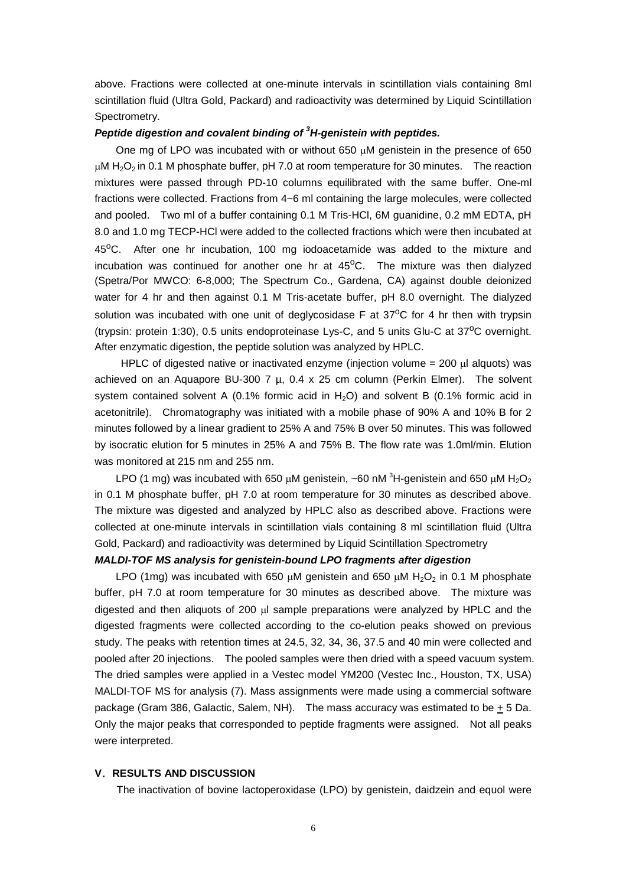above. Fractions were collected at one-minute intervals in scintillation vials containing 8ml scintillation fluid (Ultra Gold, Packard) and radioactivity was determined by Liquid Scintillation Spectrometry.

***Peptide digestion and covalent binding of $^3$H-genistein with peptides.***

One mg of LPO was incubated with or without 650 μM genistein in the presence of 650 μM $H_2O_2$ in 0.1 M phosphate buffer, pH 7.0 at room temperature for 30 minutes. The reaction mixtures were passed through PD-10 columns equilibrated with the same buffer. One-ml fractions were collected. Fractions from 4~6 ml containing the large molecules, were collected and pooled. Two ml of a buffer containing 0.1 M Tris-HCl, 6M guanidine, 0.2 mM EDTA, pH 8.0 and 1.0 mg TECP-HCl were added to the collected fractions which were then incubated at 45$^o$C. After one hr incubation, 100 mg iodoacetamide was added to the mixture and incubation was continued for another one hr at 45$^o$C. The mixture was then dialyzed (Spetra/Por MWCO: 6-8,000; The Spectrum Co., Gardena, CA) against double deionized water for 4 hr and then against 0.1 M Tris-acetate buffer, pH 8.0 overnight. The dialyzed solution was incubated with one unit of deglycosidase F at 37$^o$C for 4 hr then with trypsin (trypsin: protein 1:30), 0.5 units endoproteinase Lys-C, and 5 units Glu-C at 37$^o$C overnight. After enzymatic digestion, the peptide solution was analyzed by HPLC.

HPLC of digested native or inactivated enzyme (injection volume = 200 μl alquots) was achieved on an Aquapore BU-300 7 μ, 0.4 x 25 cm column (Perkin Elmer). The solvent system contained solvent A (0.1% formic acid in $H_2O$) and solvent B (0.1% formic acid in acetonitrile). Chromatography was initiated with a mobile phase of 90% A and 10% B for 2 minutes followed by a linear gradient to 25% A and 75% B over 50 minutes. This was followed by isocratic elution for 5 minutes in 25% A and 75% B. The flow rate was 1.0ml/min. Elution was monitored at 215 nm and 255 nm.

LPO (1 mg) was incubated with 650 μM genistein, ~60 nM $^3$H-genistein and 650 μM $H_2O_2$ in 0.1 M phosphate buffer, pH 7.0 at room temperature for 30 minutes as described above. The mixture was digested and analyzed by HPLC also as described above. Fractions were collected at one-minute intervals in scintillation vials containing 8 ml scintillation fluid (Ultra Gold, Packard) and radioactivity was determined by Liquid Scintillation Spectrometry

***MALDI-TOF MS analysis for genistein-bound LPO fragments after digestion***

LPO (1mg) was incubated with 650 μM genistein and 650 μM $H_2O_2$ in 0.1 M phosphate buffer, pH 7.0 at room temperature for 30 minutes as described above. The mixture was digested and then aliquots of 200 μl sample preparations were analyzed by HPLC and the digested fragments were collected according to the co-elution peaks showed on previous study. The peaks with retention times at 24.5, 32, 34, 36, 37.5 and 40 min were collected and pooled after 20 injections. The pooled samples were then dried with a speed vacuum system. The dried samples were applied in a Vestec model YM200 (Vestec Inc., Houston, TX, USA) MALDI-TOF MS for analysis (7). Mass assignments were made using a commercial software package (Gram 386, Galactic, Salem, NH). The mass accuracy was estimated to be $\pm$ 5 Da. Only the major peaks that corresponded to peptide fragments were assigned. Not all peaks were interpreted.

## V. RESULTS AND DISCUSSION

The inactivation of bovine lactoperoxidase (LPO) by genistein, daidzein and equol were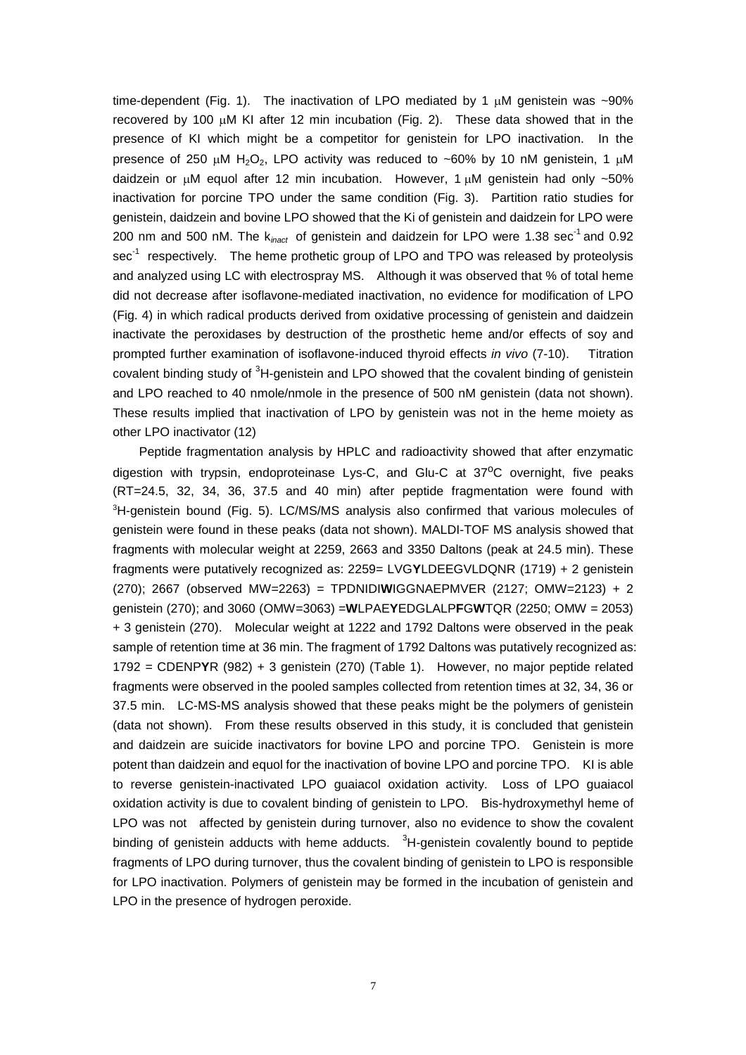time-dependent (Fig. 1). The inactivation of LPO mediated by 1 μM genistein was ~90% recovered by 100 μM KI after 12 min incubation (Fig. 2). These data showed that in the presence of KI which might be a competitor for genistein for LPO inactivation. In the presence of 250 μM $H_2O_2$, LPO activity was reduced to ~60% by 10 nM genistein, 1 μM daidzein or μM equol after 12 min incubation. However, 1 μM genistein had only ~50% inactivation for porcine TPO under the same condition (Fig. 3). Partition ratio studies for genistein, daidzein and bovine LPO showed that the Ki of genistein and daidzein for LPO were 200 nm and 500 nM. The $k_{inact}$ of genistein and daidzein for LPO were 1.38 $sec^{-1}$ and 0.92 $sec^{-1}$ respectively. The heme prothetic group of LPO and TPO was released by proteolysis and analyzed using LC with electrospray MS. Although it was observed that % of total heme did not decrease after isoflavone-mediated inactivation, no evidence for modification of LPO (Fig. 4) in which radical products derived from oxidative processing of genistein and daidzein inactivate the peroxidases by destruction of the prosthetic heme and/or effects of soy and prompted further examination of isoflavone-induced thyroid effects *in vivo* (7-10). Titration covalent binding study of $^3$H-genistein and LPO showed that the covalent binding of genistein and LPO reached to 40 nmole/nmole in the presence of 500 nM genistein (data not shown). These results implied that inactivation of LPO by genistein was not in the heme moiety as other LPO inactivator (12)

Peptide fragmentation analysis by HPLC and radioactivity showed that after enzymatic digestion with trypsin, endoproteinase Lys-C, and Glu-C at 37$^o$C overnight, five peaks (RT=24.5, 32, 34, 36, 37.5 and 40 min) after peptide fragmentation were found with $^3$H-genistein bound (Fig. 5). LC/MS/MS analysis also confirmed that various molecules of genistein were found in these peaks (data not shown). MALDI-TOF MS analysis showed that fragments with molecular weight at 2259, 2663 and 3350 Daltons (peak at 24.5 min). These fragments were putatively recognized as: 2259= LVG**Y**LDEEGVLDQNR (1719) + 2 genistein (270); 2667 (observed MW=2263) = TPDNIDI**W**IGGNAEPMVER (2127; OMW=2123) + 2 genistein (270); and 3060 (OMW=3063) =**W**LPAE**Y**EDGLALP**F**G**W**TQR (2250; OMW = 2053) + 3 genistein (270). Molecular weight at 1222 and 1792 Daltons were observed in the peak sample of retention time at 36 min. The fragment of 1792 Daltons was putatively recognized as: 1792 = CDENP**Y**R (982) + 3 genistein (270) (Table 1). However, no major peptide related fragments were observed in the pooled samples collected from retention times at 32, 34, 36 or 37.5 min. LC-MS-MS analysis showed that these peaks might be the polymers of genistein (data not shown). From these results observed in this study, it is concluded that genistein and daidzein are suicide inactivators for bovine LPO and porcine TPO. Genistein is more potent than daidzein and equol for the inactivation of bovine LPO and porcine TPO. KI is able to reverse genistein-inactivated LPO guaiacol oxidation activity. Loss of LPO guaiacol oxidation activity is due to covalent binding of genistein to LPO. Bis-hydroxymethyl heme of LPO was not affected by genistein during turnover, also no evidence to show the covalent binding of genistein adducts with heme adducts. $^3$H-genistein covalently bound to peptide fragments of LPO during turnover, thus the covalent binding of genistein to LPO is responsible for LPO inactivation. Polymers of genistein may be formed in the incubation of genistein and LPO in the presence of hydrogen peroxide.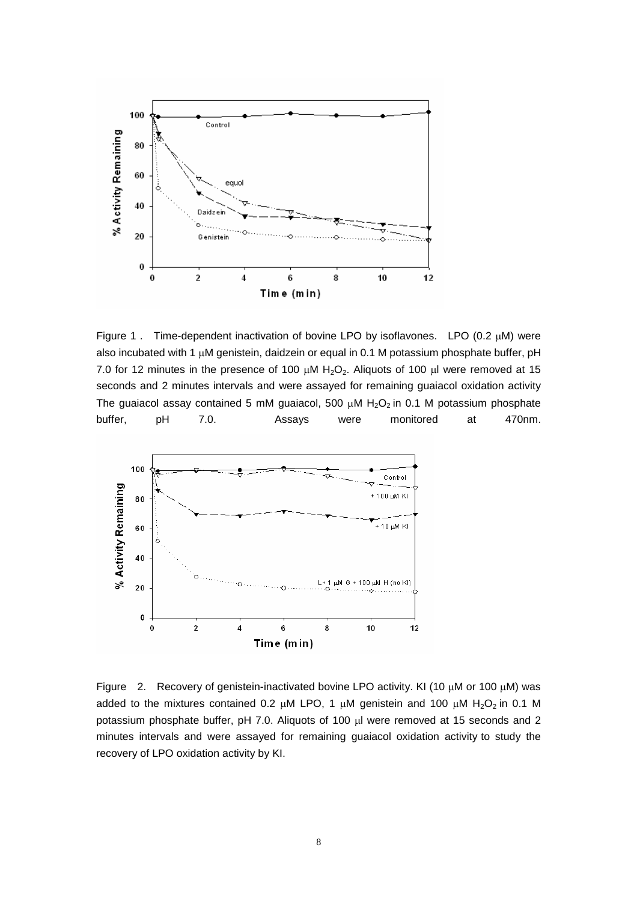Figure 1 . Time-dependent inactivation of bovine LPO by isoflavones. LPO (0.2 μM) were also incubated with 1 μM genistein, daidzein or equal in 0.1 M potassium phosphate buffer, pH 7.0 for 12 minutes in the presence of 100 μM $H_2O_2$. Aliquots of 100 μl were removed at 15 seconds and 2 minutes intervals and were assayed for remaining guaiacol oxidation activity The guaiacol assay contained 5 mM guaiacol, 500 μM $H_2O_2$ in 0.1 M potassium phosphate buffer, pH 7.0. Assays were monitored at 470nm.

Figure 2. Recovery of genistein-inactivated bovine LPO activity. KI (10 μM or 100 μM) was added to the mixtures contained 0.2 μM LPO, 1 μM genistein and 100 μM $H_2O_2$ in 0.1 M potassium phosphate buffer, pH 7.0. Aliquots of 100 μl were removed at 15 seconds and 2 minutes intervals and were assayed for remaining guaiacol oxidation activity to study the recovery of LPO oxidation activity by KI.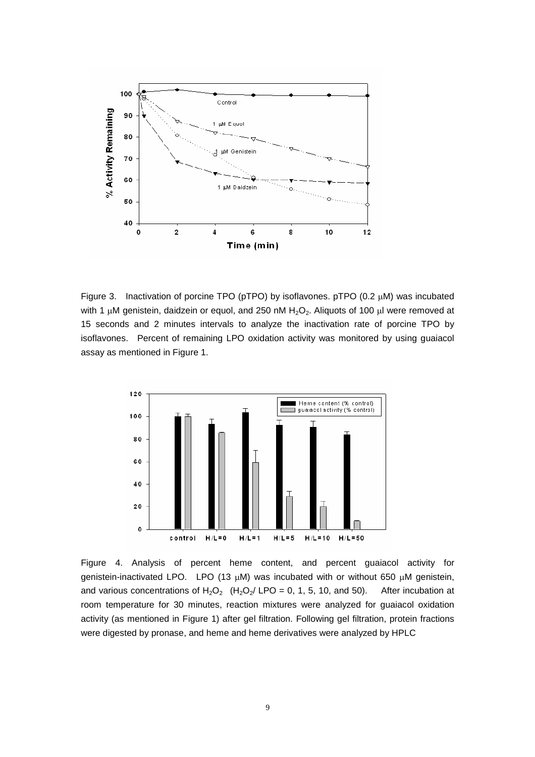Figure 3. Inactivation of porcine TPO (pTPO) by isoflavones. pTPO (0.2 μM) was incubated with 1 μM genistein, daidzein or equol, and 250 nM $H_2O_2$. Aliquots of 100 μl were removed at 15 seconds and 2 minutes intervals to analyze the inactivation rate of porcine TPO by isoflavones. Percent of remaining LPO oxidation activity was monitored by using guaiacol assay as mentioned in Figure 1.

Figure 4. Analysis of percent heme content, and percent guaiacol activity for genistein-inactivated LPO. LPO (13 μM) was incubated with or without 650 μM genistein, and various concentrations of $H_2O_2$ ($H_2O_2$/ LPO = 0, 1, 5, 10, and 50). After incubation at room temperature for 30 minutes, reaction mixtures were analyzed for guaiacol oxidation activity (as mentioned in Figure 1) after gel filtration. Following gel filtration, protein fractions were digested by pronase, and heme and heme derivatives were analyzed by HPLC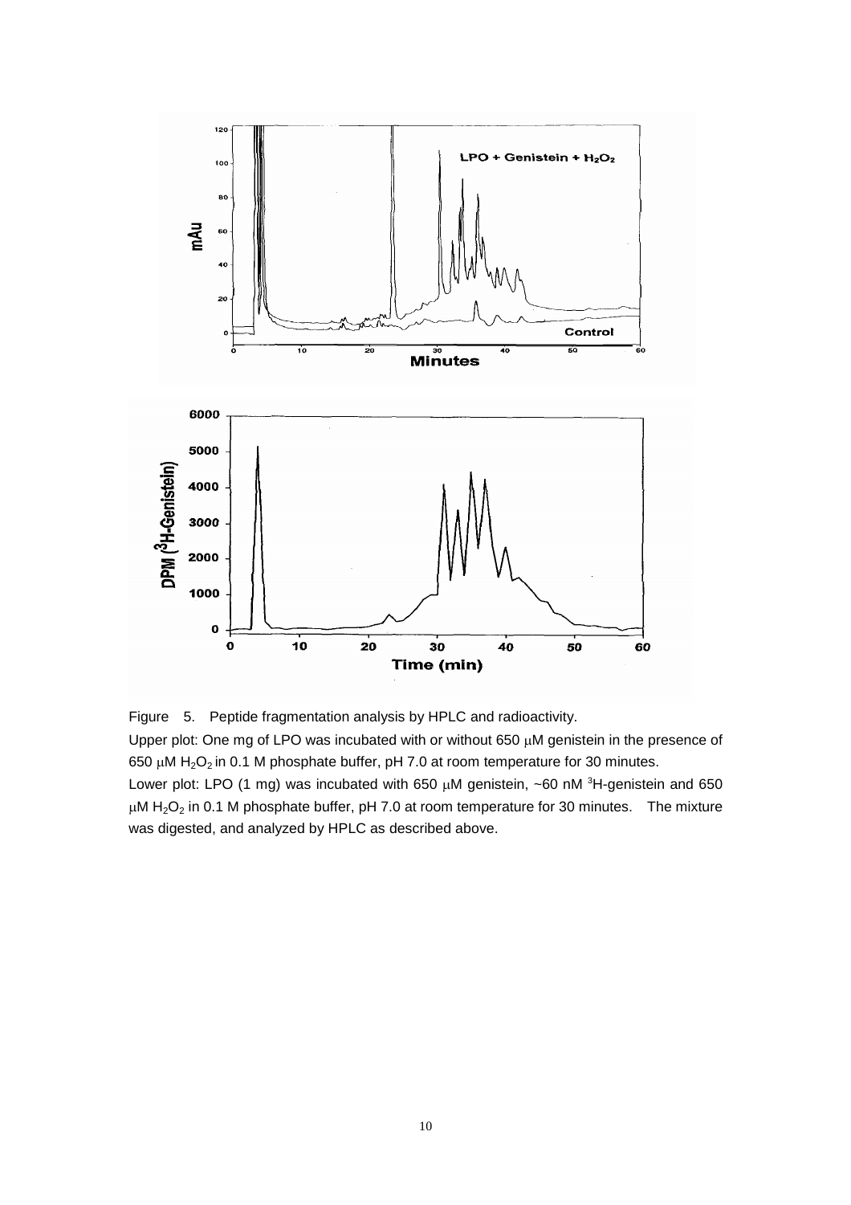Figure 5. Peptide fragmentation analysis by HPLC and radioactivity.

Upper plot: One mg of LPO was incubated with or without 650 μM genistein in the presence of 650 μM $H_2O_2$ in 0.1 M phosphate buffer, pH 7.0 at room temperature for 30 minutes.

Lower plot: LPO (1 mg) was incubated with 650 μM genistein, ~60 nM $^3$H-genistein and 650 μM $H_2O_2$ in 0.1 M phosphate buffer, pH 7.0 at room temperature for 30 minutes. The mixture was digested, and analyzed by HPLC as described above.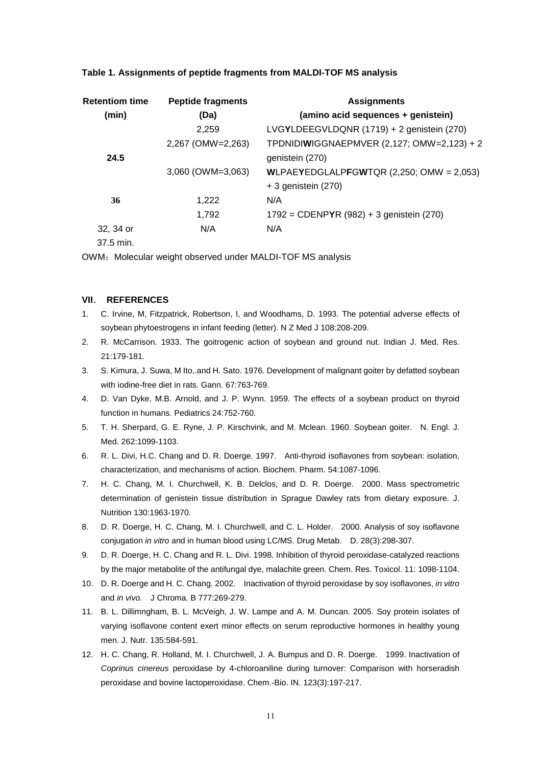**Table 1. Assignments of peptide fragments from MALDI-TOF MS analysis**

| Retentiom time (min) | Peptide fragments (Da) | Assignments (amino acid sequences + genistein) |
|---|---|---|
| **24.5** | 2,259 | LVG**Y**LDEEGVLDQNR (1719) + 2 genistein (270) |
| | 2,267 (OMW=2,263) | TPDNIDI**W**IGGNAEPMVER (2,127; OMW=2,123) + 2 genistein (270) |
| | 3,060 (OWM=3,063) | **W**LPAE**Y**EDGLALP**F**G**W**TQR (2,250; OMW = 2,053) + 3 genistein (270) |
| **36** | 1,222 | N/A |
| | 1,792 | 1792 = CDENP**Y**R (982) + 3 genistein (270) |
| 32, 34 or 37.5 min. | N/A | N/A |

OWM：Molecular weight observed under MALDI-TOF MS analysis

## VII. REFERENCES

1. C. Irvine, M, Fitzpatrick, Robertson, I, and Woodhams, D. 1993. The potential adverse effects of soybean phytoestrogens in infant feeding (letter). N Z Med J 108:208-209.
2. R. McCarrison. 1933. The goitrogenic action of soybean and ground nut. Indian J. Med. Res. 21:179-181.
3. S. Kimura, J. Suwa, M Ito,.and H. Sato. 1976. Development of malignant goiter by defatted soybean with iodine-free diet in rats. Gann. 67:763-769.
4. D. Van Dyke, M.B. Arnold, and J. P. Wynn. 1959. The effects of a soybean product on thyroid function in humans. Pediatrics 24:752-760.
5. T. H. Sherpard, G. E. Ryne, J. P. Kirschvink, and M. Mclean. 1960. Soybean goiter. N. Engl. J. Med. 262:1099-1103.
6. R. L. Divi, H.C. Chang and D. R. Doerge. 1997. Anti-thyroid isoflavones from soybean: isolation, characterization, and mechanisms of action. Biochem. Pharm. 54:1087-1096.
7. H. C. Chang, M. I. Churchwell, K. B. Delclos, and D. R. Doerge. 2000. Mass spectrometric determination of genistein tissue distribution in Sprague Dawley rats from dietary exposure. J. Nutrition 130:1963-1970.
8. D. R. Doerge, H. C. Chang, M. I. Churchwell, and C. L. Holder. 2000. Analysis of soy isoflavone conjugation *in vitro* and in human blood using LC/MS. Drug Metab. D. 28(3):298-307.
9. D. R. Doerge, H. C. Chang and R. L. Divi. 1998. Inhibition of thyroid peroxidase-catalyzed reactions by the major metabolite of the antifungal dye, malachite green. Chem. Res. Toxicol. 11: 1098-1104.
10. D. R. Doerge and H. C. Chang. 2002. Inactivation of thyroid peroxidase by soy isoflavones, *in vitro* and *in vivo.* J Chroma. B 777:269-279.
11. B. L. Dillimngham, B. L. McVeigh, J. W. Lampe and A. M. Duncan. 2005. Soy protein isolates of varying isoflavone content exert minor effects on serum reproductive hormones in healthy young men. J. Nutr. 135:584-591.
12. H. C. Chang, R. Holland, M. I. Churchwell, J. A. Bumpus and D. R. Doerge. 1999. Inactivation of *Coprinus cinereus* peroxidase by 4-chloroaniline during turnover: Comparison with horseradish peroxidase and bovine lactoperoxidase. Chem.-Bio. IN. 123(3):197-217.